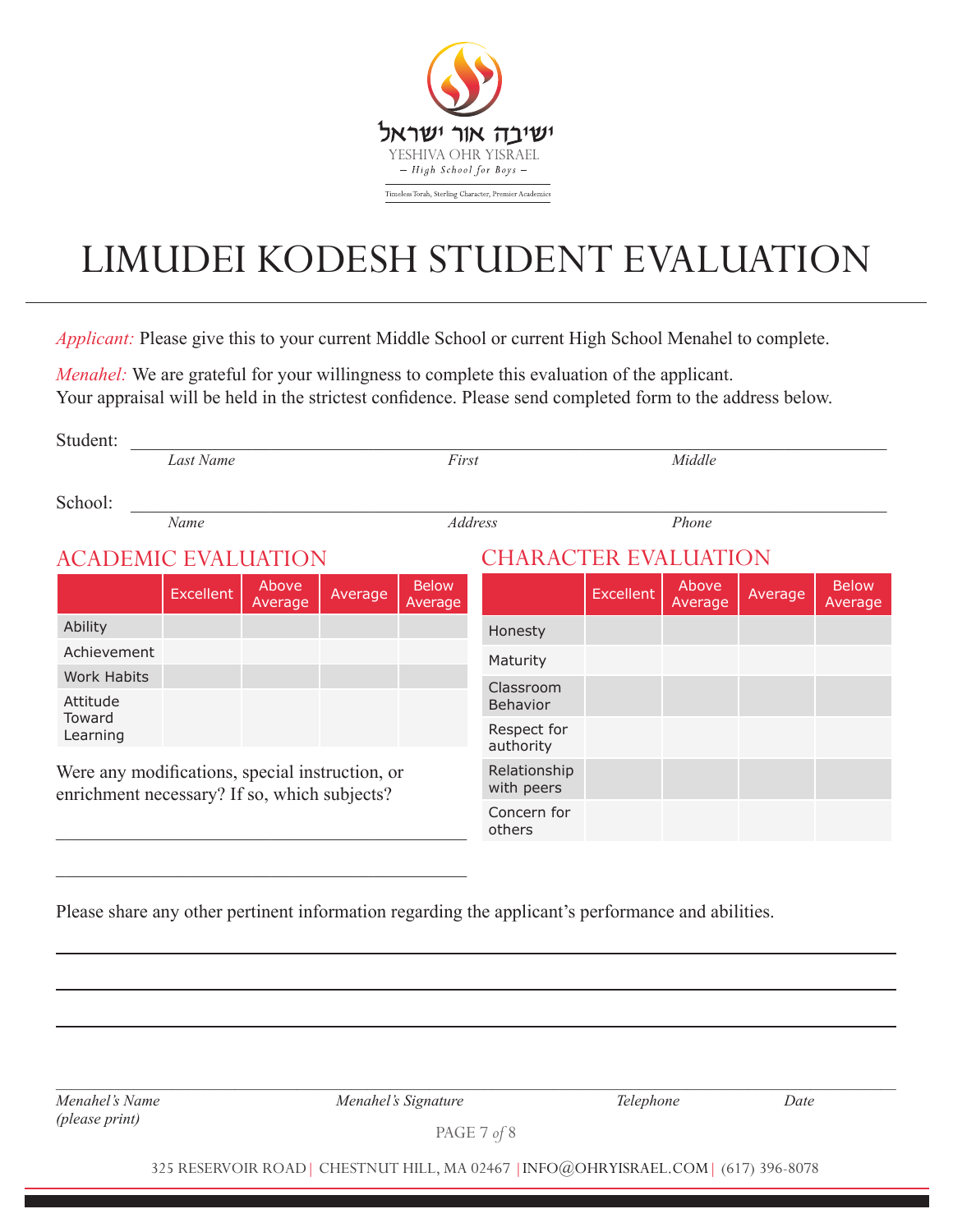ישיבה אור ישראל

YESHIVA OHR YISRAEL

– High School for Boys –

Timeless Torah, Sterling Character, Premier Academics

# LIMUDEI KODESH STUDENT EVALUATION

*Applicant:* Please give this to your current Middle School or current High School Menahel to complete.

*Menahel:* We are grateful for your willingness to complete this evaluation of the applicant. Your appraisal will be held in the strictest confidence. Please send completed form to the address below.

Student: ______________________________________________
*Last Name* *First* *Middle*

School: ______________________________________________
*Name* *Address* *Phone*

## ACADEMIC EVALUATION

| | Excellent | Above Average | Average | Below Average |
|---|---|---|---|---|
| Ability | | | | |
| Achievement | | | | |
| Work Habits | | | | |
| Attitude Toward Learning | | | | |

Were any modifications, special instruction, or enrichment necessary? If so, which subjects?

______________________________________________

______________________________________________

## CHARACTER EVALUATION

| | Excellent | Above Average | Average | Below Average |
|---|---|---|---|---|
| Honesty | | | | |
| Maturity | | | | |
| Classroom Behavior | | | | |
| Respect for authority | | | | |
| Relationship with peers | | | | |
| Concern for others | | | | |

Please share any other pertinent information regarding the applicant's performance and abilities.

______________________________________________

______________________________________________

______________________________________________

______________________________________________
*Menahel's Name (please print)* *Menahel's Signature* *Telephone* *Date*

325 RESERVOIR ROAD | CHESTNUT HILL, MA 02467 | INFO@OHRYISRAEL.COM | (617) 396-8078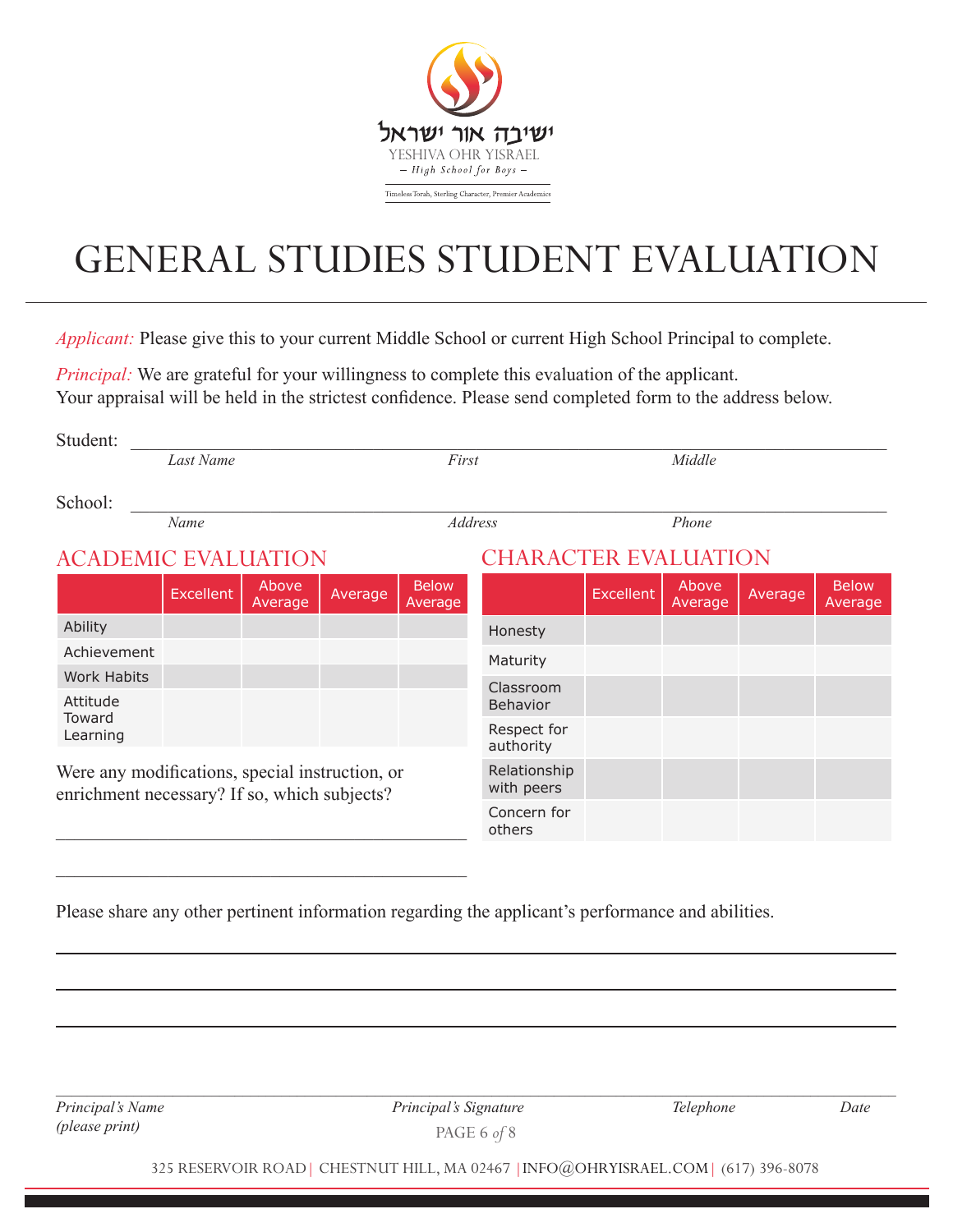ישיבה אור ישראל

YESHIVA OHR YISRAEL

– *High School for Boys* –

Timeless Torah, Sterling Character, Premier Academics

# GENERAL STUDIES STUDENT EVALUATION

*Applicant:* Please give this to your current Middle School or current High School Principal to complete.

*Principal:* We are grateful for your willingness to complete this evaluation of the applicant. Your appraisal will be held in the strictest confidence. Please send completed form to the address below.

Student: ____________________________________________

*Last Name* *First* *Middle*

School: ____________________________________________

*Name* *Address* *Phone*

## ACADEMIC EVALUATION

| | Excellent | Above Average | Average | Below Average |
|---|---|---|---|---|
| Ability | | | | |
| Achievement | | | | |
| Work Habits | | | | |
| Attitude Toward Learning | | | | |

Were any modifications, special instruction, or enrichment necessary? If so, which subjects?

____________________________________________

____________________________________________

## CHARACTER EVALUATION

| | Excellent | Above Average | Average | Below Average |
|---|---|---|---|---|
| Honesty | | | | |
| Maturity | | | | |
| Classroom Behavior | | | | |
| Respect for authority | | | | |
| Relationship with peers | | | | |
| Concern for others | | | | |

Please share any other pertinent information regarding the applicant's performance and abilities.

____________________________________________

____________________________________________

____________________________________________

*Principal's Name (please print)* *Principal's Signature* *Telephone* *Date*

325 RESERVOIR ROAD | CHESTNUT HILL, MA 02467 | INFO@OHRYISRAEL.COM | (617) 396-8078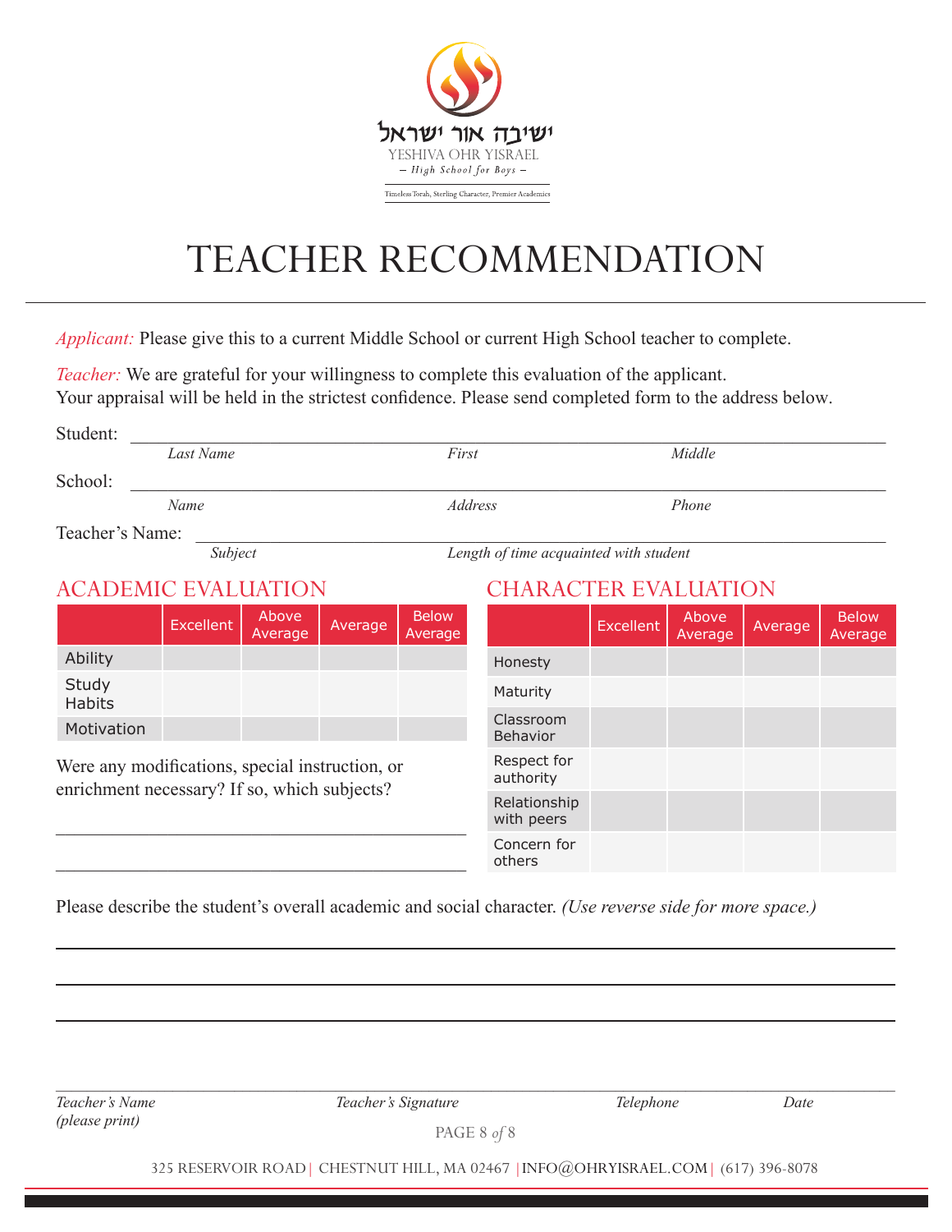ישיבה אור ישראל

YESHIVA OHR YISRAEL

– High School for Boys –

Timeless Torah, Sterling Character, Premier Academics

# TEACHER RECOMMENDATION

*Applicant:* Please give this to a current Middle School or current High School teacher to complete.

*Teacher:* We are grateful for your willingness to complete this evaluation of the applicant.
Your appraisal will be held in the strictest confidence. Please send completed form to the address below.

Student: ___________________________________________
*Last Name* *First* *Middle*

School: ___________________________________________
*Name* *Address* *Phone*

Teacher's Name: ___________________________________________
*Subject* *Length of time acquainted with student*

## ACADEMIC EVALUATION

| | Excellent | Above Average | Average | Below Average |
|---|---|---|---|---|
| Ability | | | | |
| Study Habits | | | | |
| Motivation | | | | |

Were any modifications, special instruction, or enrichment necessary? If so, which subjects?

___________________________________________

___________________________________________

## CHARACTER EVALUATION

| | Excellent | Above Average | Average | Below Average |
|---|---|---|---|---|
| Honesty | | | | |
| Maturity | | | | |
| Classroom Behavior | | | | |
| Respect for authority | | | | |
| Relationship with peers | | | | |
| Concern for others | | | | |

Please describe the student's overall academic and social character. *(Use reverse side for more space.)*

___________________________________________

___________________________________________

___________________________________________

___________________________________________
*Teacher's Name (please print)* *Teacher's Signature* *Telephone* *Date*

325 RESERVOIR ROAD | CHESTNUT HILL, MA 02467 | INFO@OHRYISRAEL.COM | (617) 396-8078